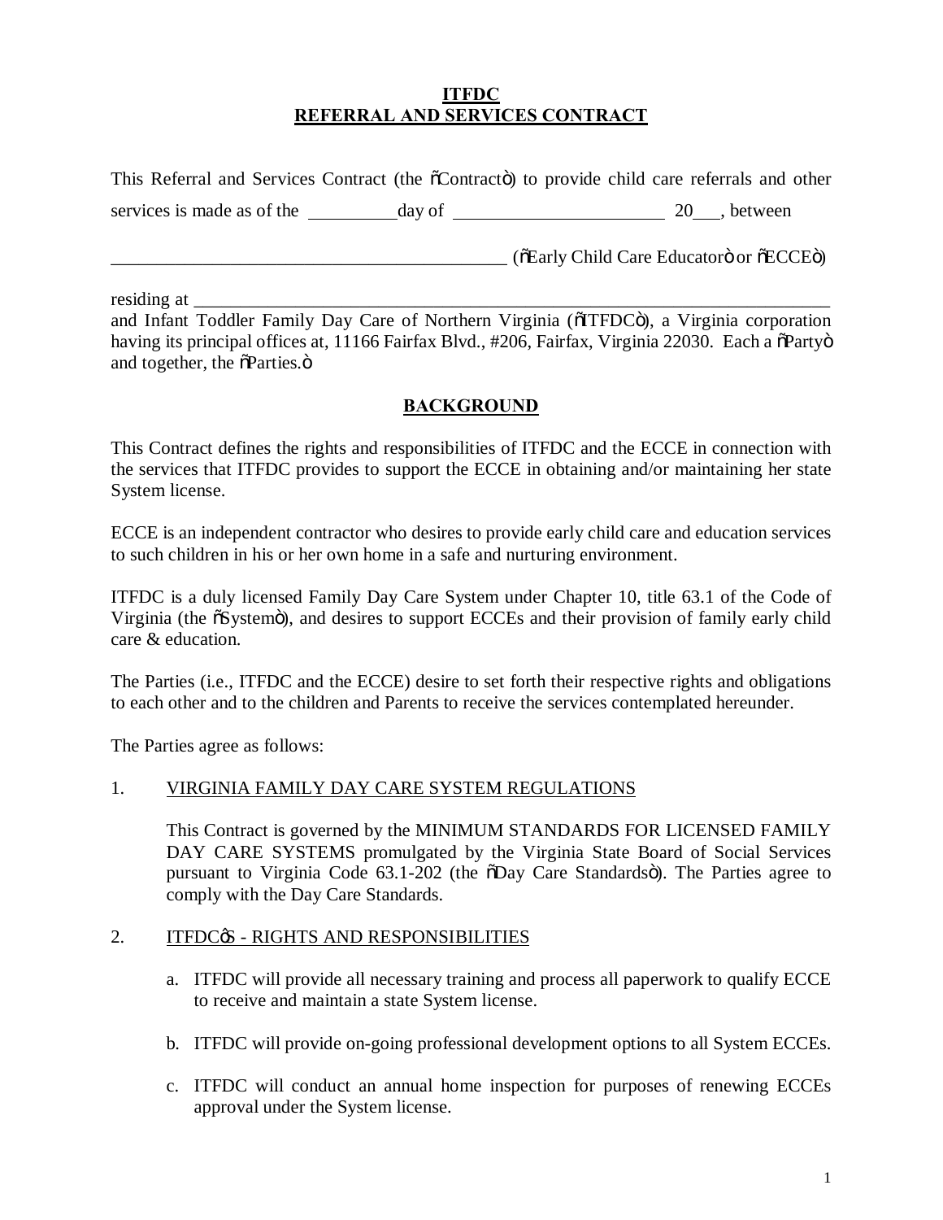# ITFDC
# REFERRAL AND SERVICES CONTRACT

This Referral and Services Contract (the õContractö) to provide child care referrals and other services is made as of the __________ day of ________________________ 20___, between

_____________________________________________ (õEarly Child Care Educatorö or õECCEö)

residing at ______________________________________________________________________
and Infant Toddler Family Day Care of Northern Virginia (õITFDCö), a Virginia corporation having its principal offices at, 11166 Fairfax Blvd., #206, Fairfax, Virginia 22030. Each a õPartyö and together, the õParties.ö

## BACKGROUND

This Contract defines the rights and responsibilities of ITFDC and the ECCE in connection with the services that ITFDC provides to support the ECCE in obtaining and/or maintaining her state System license.

ECCE is an independent contractor who desires to provide early child care and education services to such children in his or her own home in a safe and nurturing environment.

ITFDC is a duly licensed Family Day Care System under Chapter 10, title 63.1 of the Code of Virginia (the õSystemö), and desires to support ECCEs and their provision of family early child care & education.

The Parties (i.e., ITFDC and the ECCE) desire to set forth their respective rights and obligations to each other and to the children and Parents to receive the services contemplated hereunder.

The Parties agree as follows:

1. VIRGINIA FAMILY DAY CARE SYSTEM REGULATIONS

   This Contract is governed by the MINIMUM STANDARDS FOR LICENSED FAMILY DAY CARE SYSTEMS promulgated by the Virginia State Board of Social Services pursuant to Virginia Code 63.1-202 (the õDay Care Standardsö). The Parties agree to comply with the Day Care Standards.

2. ITFDCøS - RIGHTS AND RESPONSIBILITIES

   a. ITFDC will provide all necessary training and process all paperwork to qualify ECCE to receive and maintain a state System license.

   b. ITFDC will provide on-going professional development options to all System ECCEs.

   c. ITFDC will conduct an annual home inspection for purposes of renewing ECCEs approval under the System license.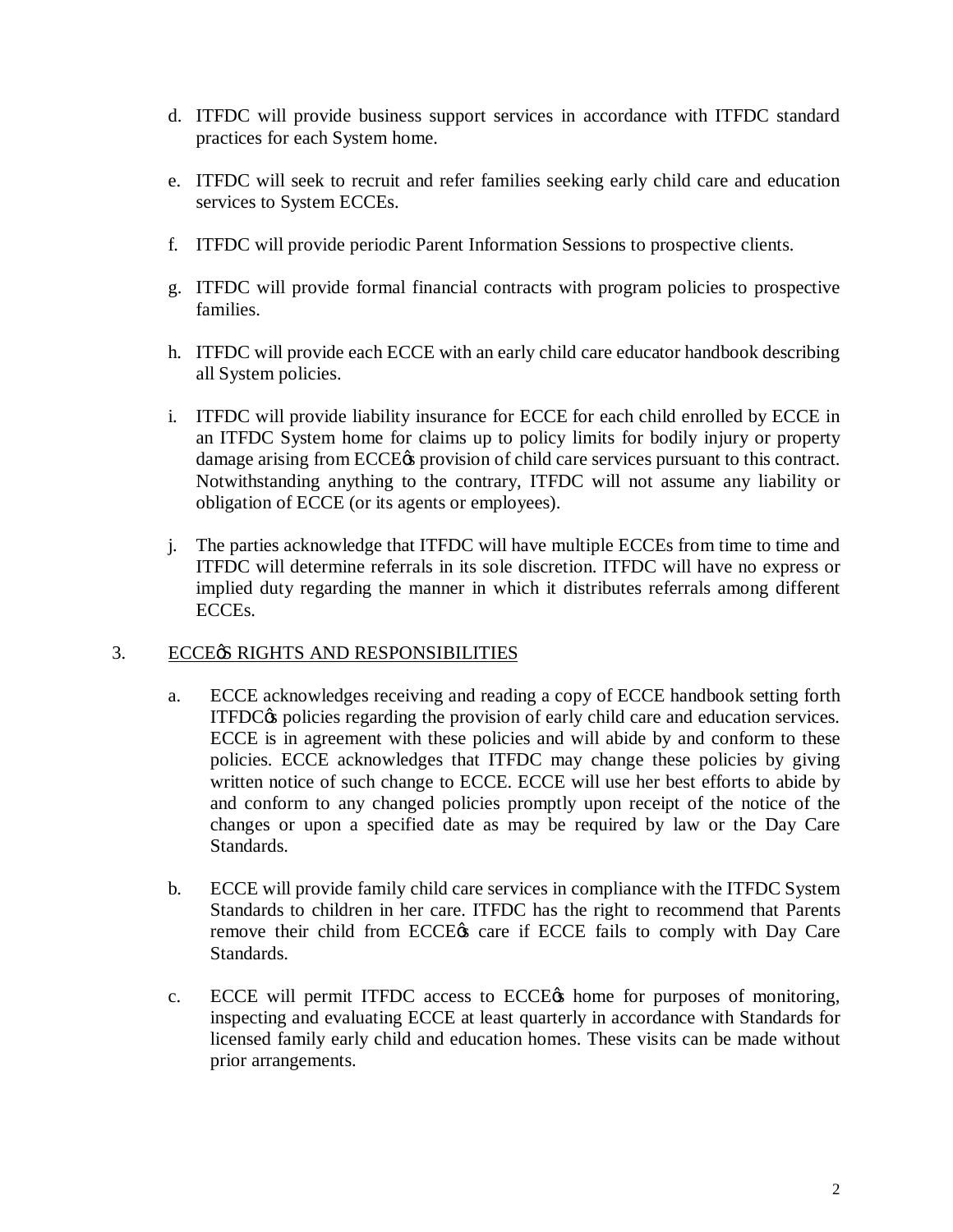d. ITFDC will provide business support services in accordance with ITFDC standard practices for each System home.

e. ITFDC will seek to recruit and refer families seeking early child care and education services to System ECCEs.

f. ITFDC will provide periodic Parent Information Sessions to prospective clients.

g. ITFDC will provide formal financial contracts with program policies to prospective families.

h. ITFDC will provide each ECCE with an early child care educator handbook describing all System policies.

i. ITFDC will provide liability insurance for ECCE for each child enrolled by ECCE in an ITFDC System home for claims up to policy limits for bodily injury or property damage arising from ECCE's provision of child care services pursuant to this contract. Notwithstanding anything to the contrary, ITFDC will not assume any liability or obligation of ECCE (or its agents or employees).

j. The parties acknowledge that ITFDC will have multiple ECCEs from time to time and ITFDC will determine referrals in its sole discretion. ITFDC will have no express or implied duty regarding the manner in which it distributes referrals among different ECCEs.

3. <u>ECCE's RIGHTS AND RESPONSIBILITIES</u>

a. ECCE acknowledges receiving and reading a copy of ECCE handbook setting forth ITFDC's policies regarding the provision of early child care and education services. ECCE is in agreement with these policies and will abide by and conform to these policies. ECCE acknowledges that ITFDC may change these policies by giving written notice of such change to ECCE. ECCE will use her best efforts to abide by and conform to any changed policies promptly upon receipt of the notice of the changes or upon a specified date as may be required by law or the Day Care Standards.

b. ECCE will provide family child care services in compliance with the ITFDC System Standards to children in her care. ITFDC has the right to recommend that Parents remove their child from ECCE's care if ECCE fails to comply with Day Care Standards.

c. ECCE will permit ITFDC access to ECCE's home for purposes of monitoring, inspecting and evaluating ECCE at least quarterly in accordance with Standards for licensed family early child and education homes. These visits can be made without prior arrangements.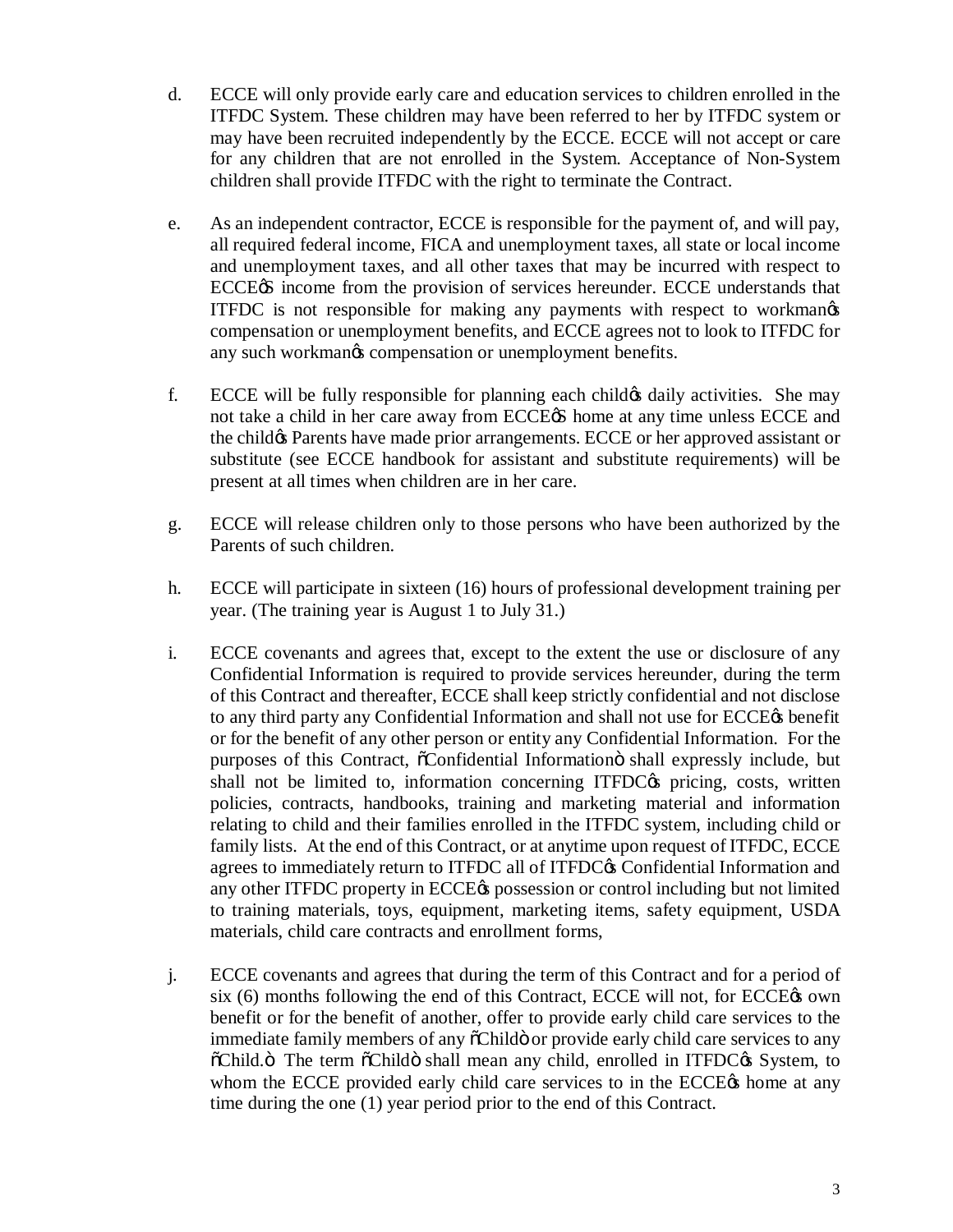d. ECCE will only provide early care and education services to children enrolled in the ITFDC System. These children may have been referred to her by ITFDC system or may have been recruited independently by the ECCE. ECCE will not accept or care for any children that are not enrolled in the System. Acceptance of Non-System children shall provide ITFDC with the right to terminate the Contract.

e. As an independent contractor, ECCE is responsible for the payment of, and will pay, all required federal income, FICA and unemployment taxes, all state or local income and unemployment taxes, and all other taxes that may be incurred with respect to ECCE'S income from the provision of services hereunder. ECCE understands that ITFDC is not responsible for making any payments with respect to workman's compensation or unemployment benefits, and ECCE agrees not to look to ITFDC for any such workman's compensation or unemployment benefits.

f. ECCE will be fully responsible for planning each child's daily activities. She may not take a child in her care away from ECCE'S home at any time unless ECCE and the child's Parents have made prior arrangements. ECCE or her approved assistant or substitute (see ECCE handbook for assistant and substitute requirements) will be present at all times when children are in her care.

g. ECCE will release children only to those persons who have been authorized by the Parents of such children.

h. ECCE will participate in sixteen (16) hours of professional development training per year. (The training year is August 1 to July 31.)

i. ECCE covenants and agrees that, except to the extent the use or disclosure of any Confidential Information is required to provide services hereunder, during the term of this Contract and thereafter, ECCE shall keep strictly confidential and not disclose to any third party any Confidential Information and shall not use for ECCE's benefit or for the benefit of any other person or entity any Confidential Information. For the purposes of this Contract, "Confidential Information" shall expressly include, but shall not be limited to, information concerning ITFDC's pricing, costs, written policies, contracts, handbooks, training and marketing material and information relating to child and their families enrolled in the ITFDC system, including child or family lists. At the end of this Contract, or at anytime upon request of ITFDC, ECCE agrees to immediately return to ITFDC all of ITFDC's Confidential Information and any other ITFDC property in ECCE's possession or control including but not limited to training materials, toys, equipment, marketing items, safety equipment, USDA materials, child care contracts and enrollment forms,

j. ECCE covenants and agrees that during the term of this Contract and for a period of six (6) months following the end of this Contract, ECCE will not, for ECCE's own benefit or for the benefit of another, offer to provide early child care services to the immediate family members of any "Child" or provide early child care services to any "Child." The term "Child" shall mean any child, enrolled in ITFDC's System, to whom the ECCE provided early child care services to in the ECCE's home at any time during the one (1) year period prior to the end of this Contract.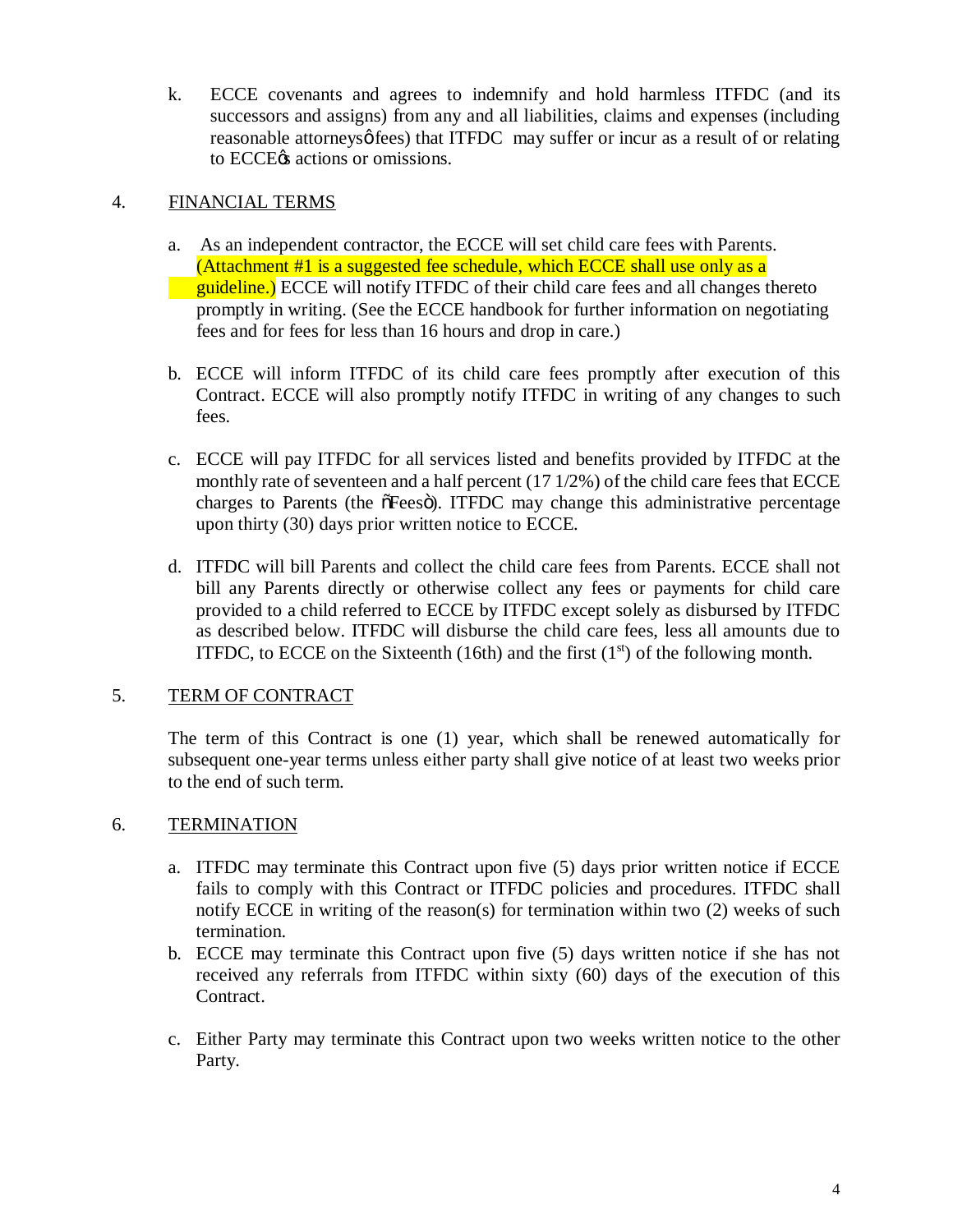k. ECCE covenants and agrees to indemnify and hold harmless ITFDC (and its successors and assigns) from any and all liabilities, claims and expenses (including reasonable attorneys' fees) that ITFDC may suffer or incur as a result of or relating to ECCE's actions or omissions.

4. FINANCIAL TERMS

a. As an independent contractor, the ECCE will set child care fees with Parents. (Attachment #1 is a suggested fee schedule, which ECCE shall use only as a guideline.) ECCE will notify ITFDC of their child care fees and all changes thereto promptly in writing. (See the ECCE handbook for further information on negotiating fees and for fees for less than 16 hours and drop in care.)

b. ECCE will inform ITFDC of its child care fees promptly after execution of this Contract. ECCE will also promptly notify ITFDC in writing of any changes to such fees.

c. ECCE will pay ITFDC for all services listed and benefits provided by ITFDC at the monthly rate of seventeen and a half percent (17 1/2%) of the child care fees that ECCE charges to Parents (the "Fees"). ITFDC may change this administrative percentage upon thirty (30) days prior written notice to ECCE.

d. ITFDC will bill Parents and collect the child care fees from Parents. ECCE shall not bill any Parents directly or otherwise collect any fees or payments for child care provided to a child referred to ECCE by ITFDC except solely as disbursed by ITFDC as described below. ITFDC will disburse the child care fees, less all amounts due to ITFDC, to ECCE on the Sixteenth (16th) and the first (1st) of the following month.

5. TERM OF CONTRACT

The term of this Contract is one (1) year, which shall be renewed automatically for subsequent one-year terms unless either party shall give notice of at least two weeks prior to the end of such term.

6. TERMINATION

a. ITFDC may terminate this Contract upon five (5) days prior written notice if ECCE fails to comply with this Contract or ITFDC policies and procedures. ITFDC shall notify ECCE in writing of the reason(s) for termination within two (2) weeks of such termination.

b. ECCE may terminate this Contract upon five (5) days written notice if she has not received any referrals from ITFDC within sixty (60) days of the execution of this Contract.

c. Either Party may terminate this Contract upon two weeks written notice to the other Party.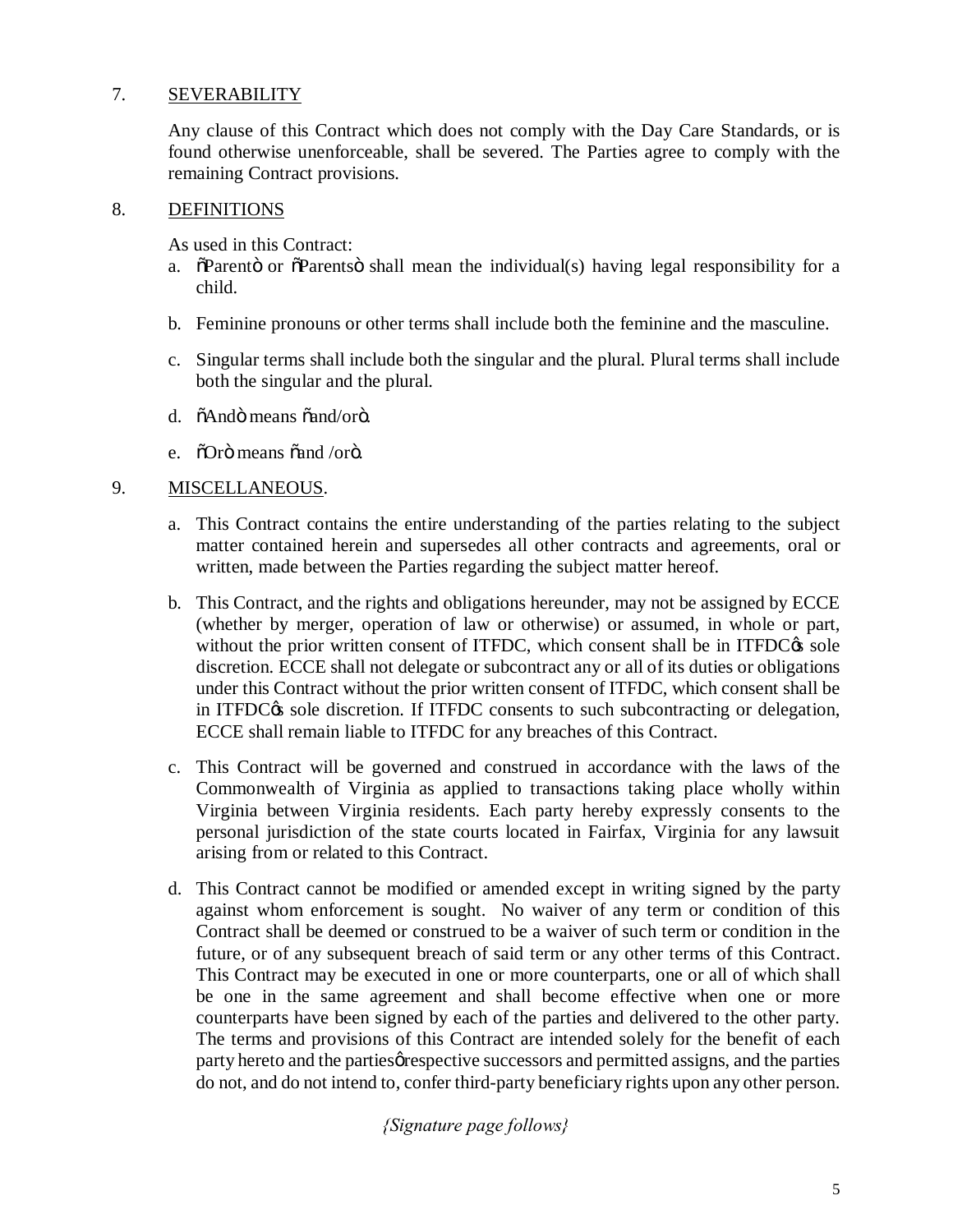## 7. SEVERABILITY

Any clause of this Contract which does not comply with the Day Care Standards, or is found otherwise unenforceable, shall be severed. The Parties agree to comply with the remaining Contract provisions.

## 8. DEFINITIONS

As used in this Contract:

a. õParentö or õParentsö shall mean the individual(s) having legal responsibility for a child.

b. Feminine pronouns or other terms shall include both the feminine and the masculine.

c. Singular terms shall include both the singular and the plural. Plural terms shall include both the singular and the plural.

d. õAndö means õand/orö.

e. õOrö means õand /orö.

## 9. MISCELLANEOUS.

a. This Contract contains the entire understanding of the parties relating to the subject matter contained herein and supersedes all other contracts and agreements, oral or written, made between the Parties regarding the subject matter hereof.

b. This Contract, and the rights and obligations hereunder, may not be assigned by ECCE (whether by merger, operation of law or otherwise) or assumed, in whole or part, without the prior written consent of ITFDC, which consent shall be in ITFDCøs sole discretion. ECCE shall not delegate or subcontract any or all of its duties or obligations under this Contract without the prior written consent of ITFDC, which consent shall be in ITFDCøs sole discretion. If ITFDC consents to such subcontracting or delegation, ECCE shall remain liable to ITFDC for any breaches of this Contract.

c. This Contract will be governed and construed in accordance with the laws of the Commonwealth of Virginia as applied to transactions taking place wholly within Virginia between Virginia residents. Each party hereby expressly consents to the personal jurisdiction of the state courts located in Fairfax, Virginia for any lawsuit arising from or related to this Contract.

d. This Contract cannot be modified or amended except in writing signed by the party against whom enforcement is sought. No waiver of any term or condition of this Contract shall be deemed or construed to be a waiver of such term or condition in the future, or of any subsequent breach of said term or any other terms of this Contract. This Contract may be executed in one or more counterparts, one or all of which shall be one in the same agreement and shall become effective when one or more counterparts have been signed by each of the parties and delivered to the other party. The terms and provisions of this Contract are intended solely for the benefit of each party hereto and the partiesø respective successors and permitted assigns, and the parties do not, and do not intend to, confer third-party beneficiary rights upon any other person.

*{Signature page follows}*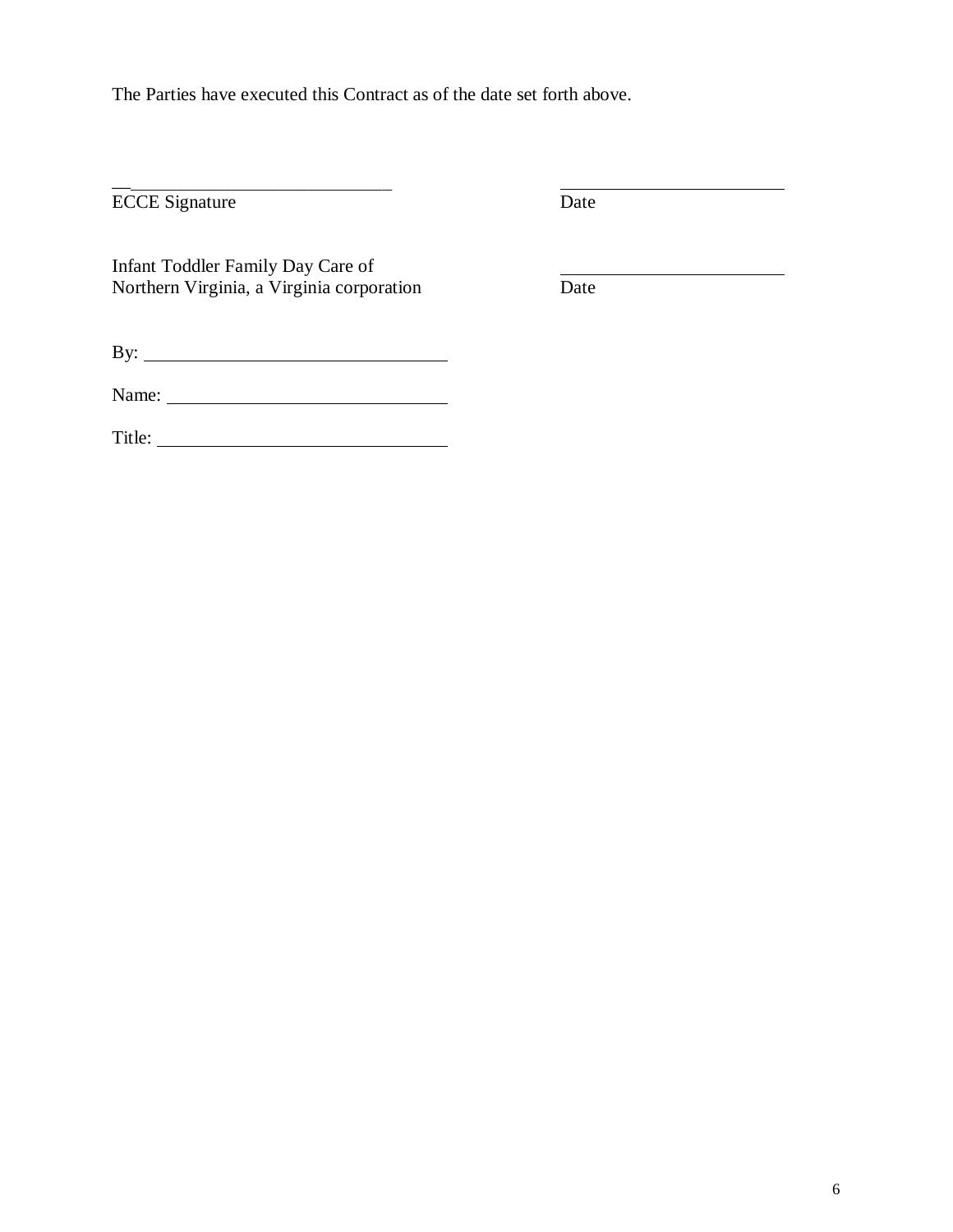The Parties have executed this Contract as of the date set forth above.

______________________________ ______________________

ECCE Signature Date

Infant Toddler Family Day Care of ______________________

Northern Virginia, a Virginia corporation Date

By: ______________________________

Name: ______________________________

Title: ______________________________